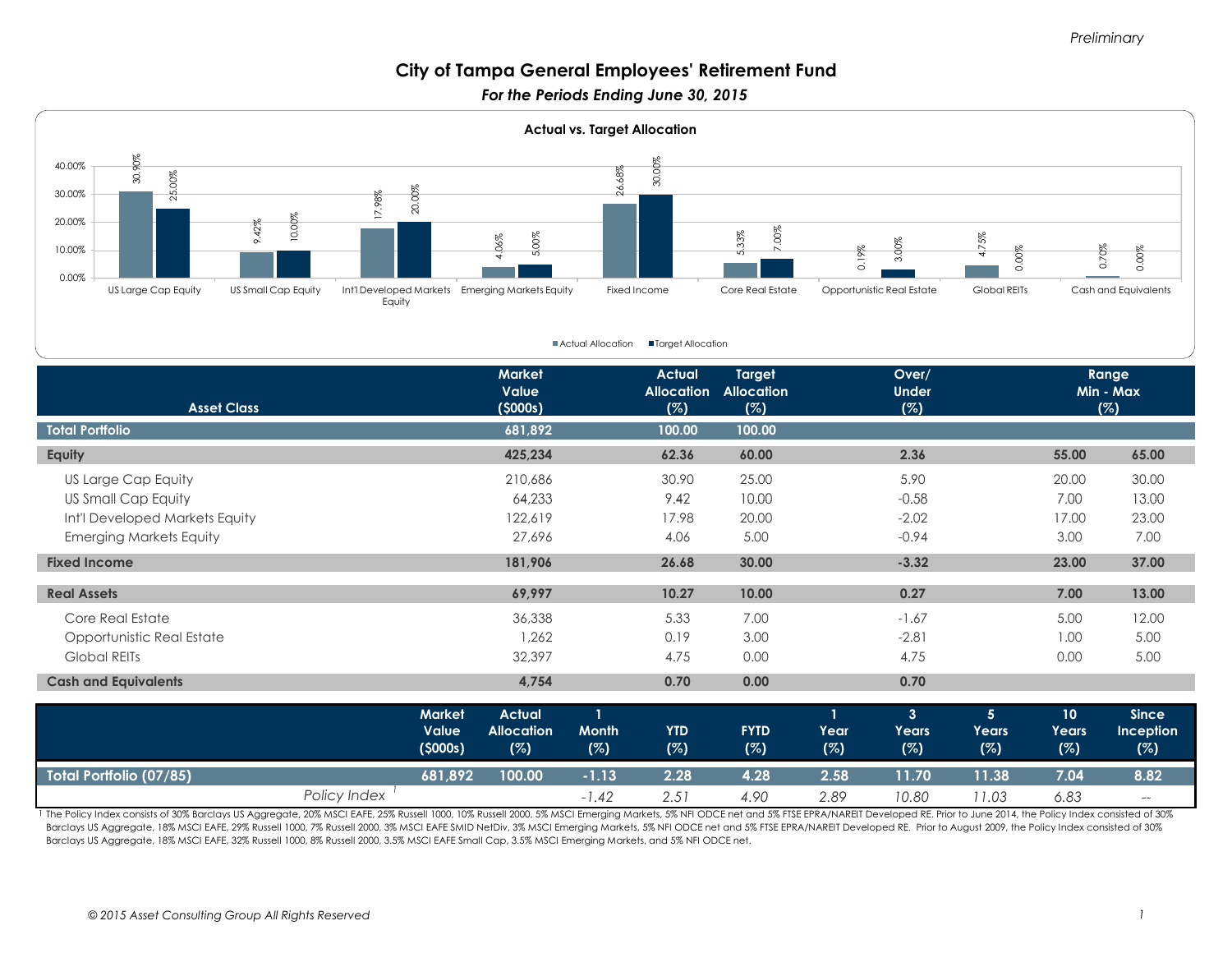*Preliminary*

# City of Tampa General Employees' Retirement Fund

*For the Periods Ending June 30, 2015*

## Actual vs. Target Allocation

| Asset Class | Actual Allocation | Target Allocation |
|---|---|---|
| US Large Cap Equity | 30.90% | 25.00% |
| US Small Cap Equity | 9.42% | 10.00% |
| Int'l Developed Markets Equity | 17.98% | 20.00% |
| Emerging Markets Equity | 4.06% | 5.00% |
| Fixed Income | 26.68% | 30.00% |
| Core Real Estate | 5.33% | 7.00% |
| Opportunistic Real Estate | 0.19% | 3.00% |
| Global REITs | 4.75% | 0.00% |
| Cash and Equivalents | 0.70% | 0.00% |

| Asset Class | Market Value ($000s) | Actual Allocation (%) | Target Allocation (%) | Over/ Under (%) | Range Min (%) | Range Max (%) |
|---|---|---|---|---|---|---|
| **Total Portfolio** | **681,892** | **100.00** | **100.00** | | | |
| **Equity** | **425,234** | **62.36** | **60.00** | **2.36** | **55.00** | **65.00** |
| US Large Cap Equity | 210,686 | 30.90 | 25.00 | 5.90 | 20.00 | 30.00 |
| US Small Cap Equity | 64,233 | 9.42 | 10.00 | -0.58 | 7.00 | 13.00 |
| Int'l Developed Markets Equity | 122,619 | 17.98 | 20.00 | -2.02 | 17.00 | 23.00 |
| Emerging Markets Equity | 27,696 | 4.06 | 5.00 | -0.94 | 3.00 | 7.00 |
| **Fixed Income** | **181,906** | **26.68** | **30.00** | **-3.32** | **23.00** | **37.00** |
| **Real Assets** | **69,997** | **10.27** | **10.00** | **0.27** | **7.00** | **13.00** |
| Core Real Estate | 36,338 | 5.33 | 7.00 | -1.67 | 5.00 | 12.00 |
| Opportunistic Real Estate | 1,262 | 0.19 | 3.00 | -2.81 | 1.00 | 5.00 |
| Global REITs | 32,397 | 4.75 | 0.00 | 4.75 | 0.00 | 5.00 |
| **Cash and Equivalents** | **4,754** | **0.70** | **0.00** | **0.70** | | |

| | Market Value ($000s) | Actual Allocation (%) | 1 Month (%) | YTD (%) | FYTD (%) | 1 Year (%) | 3 Years (%) | 5 Years (%) | 10 Years (%) | Since Inception (%) |
|---|---|---|---|---|---|---|---|---|---|---|
| **Total Portfolio (07/85)** | **681,892** | **100.00** | **-1.13** | **2.28** | **4.28** | **2.58** | **11.70** | **11.38** | **7.04** | **8.82** |
| *Policy Index* [1] | | | *-1.42* | *2.51* | *4.90* | *2.89* | *10.80* | *11.03* | *6.83* | *--* |

[1] The Policy Index consists of 30% Barclays US Aggregate, 20% MSCI EAFE, 25% Russell 1000, 10% Russell 2000, 5% MSCI Emerging Markets, 5% NFI ODCE net and 5% FTSE EPRA/NAREIT Developed RE. Prior to June 2014, the Policy Index consisted of 30% Barclays US Aggregate, 18% MSCI EAFE, 29% Russell 1000, 7% Russell 2000, 3% MSCI EAFE SMID NetDiv, 3% MSCI Emerging Markets, 5% NFI ODCE net and 5% FTSE EPRA/NAREIT Developed RE. Prior to August 2009, the Policy Index consisted of 30% Barclays US Aggregate, 18% MSCI EAFE, 32% Russell 1000, 8% Russell 2000, 3.5% MSCI EAFE Small Cap, 3.5% MSCI Emerging Markets, and 5% NFI ODCE net.

*© 2015 Asset Consulting Group All Rights Reserved*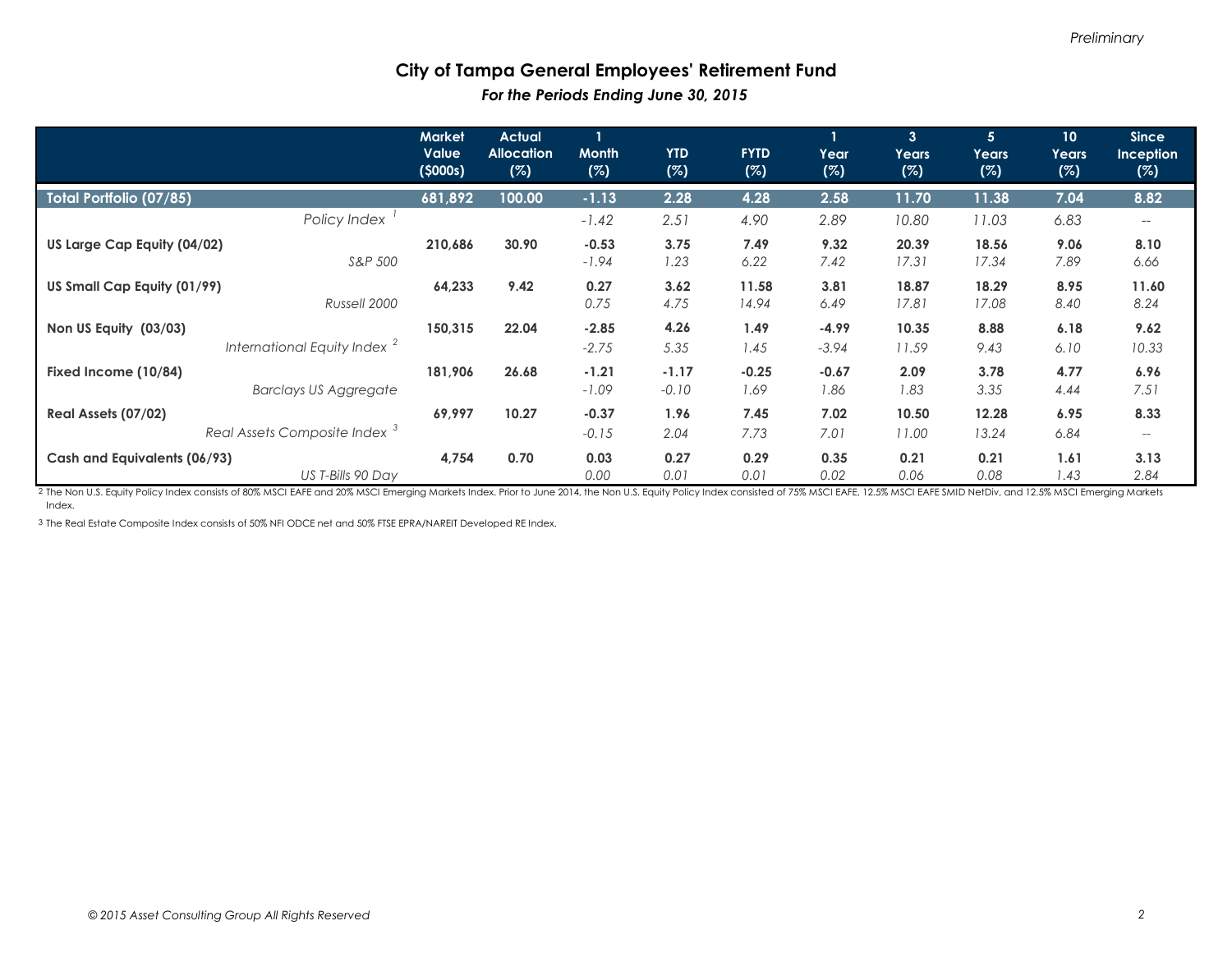Preliminary

# City of Tampa General Employees' Retirement Fund

*For the Periods Ending June 30, 2015*

| | Market Value ($000s) | Actual Allocation (%) | 1 Month (%) | YTD (%) | FYTD (%) | 1 Year (%) | 3 Years (%) | 5 Years (%) | 10 Years (%) | Since Inception (%) |
|---|---|---|---|---|---|---|---|---|---|---|
| **Total Portfolio (07/85)** | **681,892** | **100.00** | **-1.13** | **2.28** | **4.28** | **2.58** | **11.70** | **11.38** | **7.04** | **8.82** |
| *Policy Index [1]* | | | *-1.42* | *2.51* | *4.90* | *2.89* | *10.80* | *11.03* | *6.83* | *--* |
| **US Large Cap Equity (04/02)** | **210,686** | **30.90** | **-0.53** | **3.75** | **7.49** | **9.32** | **20.39** | **18.56** | **9.06** | **8.10** |
| *S&P 500* | | | *-1.94* | *1.23* | *6.22* | *7.42* | *17.31* | *17.34* | *7.89* | *6.66* |
| **US Small Cap Equity (01/99)** | **64,233** | **9.42** | **0.27** | **3.62** | **11.58** | **3.81** | **18.87** | **18.29** | **8.95** | **11.60** |
| *Russell 2000* | | | *0.75* | *4.75* | *14.94* | *6.49* | *17.81* | *17.08* | *8.40* | *8.24* |
| **Non US Equity (03/03)** | **150,315** | **22.04** | **-2.85** | **4.26** | **1.49** | **-4.99** | **10.35** | **8.88** | **6.18** | **9.62** |
| *International Equity Index [2]* | | | *-2.75* | *5.35* | *1.45* | *-3.94* | *11.59* | *9.43* | *6.10* | *10.33* |
| **Fixed Income (10/84)** | **181,906** | **26.68** | **-1.21** | **-1.17** | **-0.25** | **-0.67** | **2.09** | **3.78** | **4.77** | **6.96** |
| *Barclays US Aggregate* | | | *-1.09* | *-0.10* | *1.69* | *1.86* | *1.83* | *3.35* | *4.44* | *7.51* |
| **Real Assets (07/02)** | **69,997** | **10.27** | **-0.37** | **1.96** | **7.45** | **7.02** | **10.50** | **12.28** | **6.95** | **8.33** |
| *Real Assets Composite Index [3]* | | | *-0.15* | *2.04* | *7.73* | *7.01* | *11.00* | *13.24* | *6.84* | *--* |
| **Cash and Equivalents (06/93)** | **4,754** | **0.70** | **0.03** | **0.27** | **0.29** | **0.35** | **0.21** | **0.21** | **1.61** | **3.13** |
| *US T-Bills 90 Day* | | | *0.00* | *0.01* | *0.01* | *0.02* | *0.06* | *0.08* | *1.43* | *2.84* |

[2] The Non U.S. Equity Policy Index consists of 80% MSCI EAFE and 20% MSCI Emerging Markets Index. Prior to June 2014, the Non U.S. Equity Policy Index consisted of 75% MSCI EAFE, 12.5% MSCI EAFE SMID NetDiv, and 12.5% MSCI Emerging Markets Index.

[3] The Real Estate Composite Index consists of 50% NFI ODCE net and 50% FTSE EPRA/NAREIT Developed RE Index.

*© 2015 Asset Consulting Group All Rights Reserved*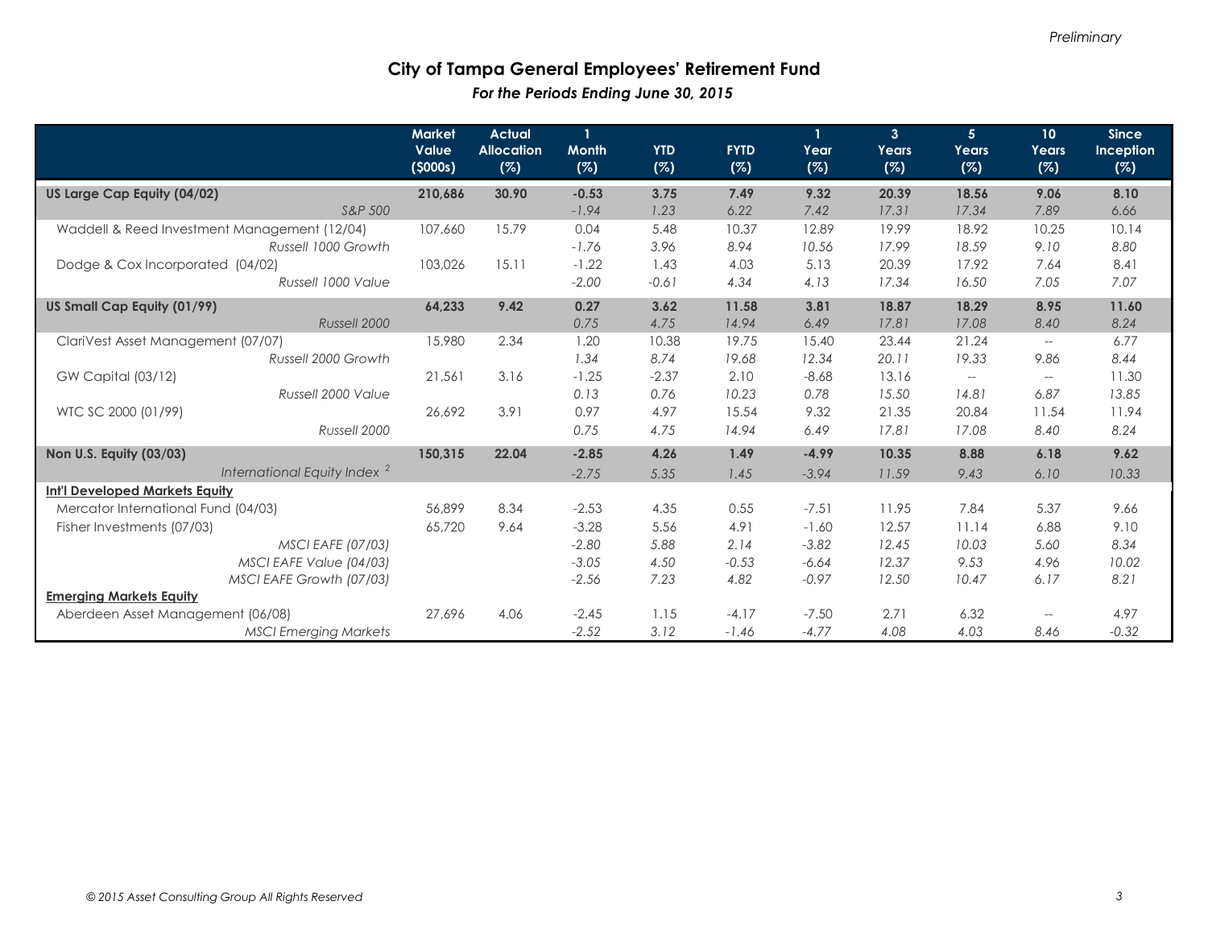*Preliminary*

# City of Tampa General Employees' Retirement Fund

*For the Periods Ending June 30, 2015*

| | Market Value ($000s) | Actual Allocation (%) | 1 Month (%) | YTD (%) | FYTD (%) | 1 Year (%) | 3 Years (%) | 5 Years (%) | 10 Years (%) | Since Inception (%) |
|---|---|---|---|---|---|---|---|---|---|---|
| **US Large Cap Equity (04/02)** | **210,686** | **30.90** | **-0.53** | **3.75** | **7.49** | **9.32** | **20.39** | **18.56** | **9.06** | **8.10** |
| *S&P 500* | | | *-1.94* | *1.23* | *6.22* | *7.42* | *17.31* | *17.34* | *7.89* | *6.66* |
| Waddell & Reed Investment Management (12/04) | 107,660 | 15.79 | 0.04 | 5.48 | 10.37 | 12.89 | 19.99 | 18.92 | 10.25 | 10.14 |
| *Russell 1000 Growth* | | | *-1.76* | *3.96* | *8.94* | *10.56* | *17.99* | *18.59* | *9.10* | *8.80* |
| Dodge & Cox Incorporated (04/02) | 103,026 | 15.11 | -1.22 | 1.43 | 4.03 | 5.13 | 20.39 | 17.92 | 7.64 | 8.41 |
| *Russell 1000 Value* | | | *-2.00* | *-0.61* | *4.34* | *4.13* | *17.34* | *16.50* | *7.05* | *7.07* |
| **US Small Cap Equity (01/99)** | **64,233** | **9.42** | **0.27** | **3.62** | **11.58** | **3.81** | **18.87** | **18.29** | **8.95** | **11.60** |
| *Russell 2000* | | | *0.75* | *4.75* | *14.94* | *6.49* | *17.81* | *17.08* | *8.40* | *8.24* |
| ClariVest Asset Management (07/07) | 15,980 | 2.34 | 1.20 | 10.38 | 19.75 | 15.40 | 23.44 | 21.24 | -- | 6.77 |
| *Russell 2000 Growth* | | | *1.34* | *8.74* | *19.68* | *12.34* | *20.11* | *19.33* | *9.86* | *8.44* |
| GW Capital (03/12) | 21,561 | 3.16 | -1.25 | -2.37 | 2.10 | -8.68 | 13.16 | -- | -- | 11.30 |
| *Russell 2000 Value* | | | *0.13* | *0.76* | *10.23* | *0.78* | *15.50* | *14.81* | *6.87* | *13.85* |
| WTC SC 2000 (01/99) | 26,692 | 3.91 | 0.97 | 4.97 | 15.54 | 9.32 | 21.35 | 20.84 | 11.54 | 11.94 |
| *Russell 2000* | | | *0.75* | *4.75* | *14.94* | *6.49* | *17.81* | *17.08* | *8.40* | *8.24* |
| **Non U.S. Equity (03/03)** | **150,315** | **22.04** | **-2.85** | **4.26** | **1.49** | **-4.99** | **10.35** | **8.88** | **6.18** | **9.62** |
| *International Equity Index [2]* | | | *-2.75* | *5.35* | *1.45* | *-3.94* | *11.59* | *9.43* | *6.10* | *10.33* |
| **Int'l Developed Markets Equity** | | | | | | | | | | |
| Mercator International Fund (04/03) | 56,899 | 8.34 | -2.53 | 4.35 | 0.55 | -7.51 | 11.95 | 7.84 | 5.37 | 9.66 |
| Fisher Investments (07/03) | 65,720 | 9.64 | -3.28 | 5.56 | 4.91 | -1.60 | 12.57 | 11.14 | 6.88 | 9.10 |
| *MSCI EAFE (07/03)* | | | *-2.80* | *5.88* | *2.14* | *-3.82* | *12.45* | *10.03* | *5.60* | *8.34* |
| *MSCI EAFE Value (04/03)* | | | *-3.05* | *4.50* | *-0.53* | *-6.64* | *12.37* | *9.53* | *4.96* | *10.02* |
| *MSCI EAFE Growth (07/03)* | | | *-2.56* | *7.23* | *4.82* | *-0.97* | *12.50* | *10.47* | *6.17* | *8.21* |
| **Emerging Markets Equity** | | | | | | | | | | |
| Aberdeen Asset Management (06/08) | 27,696 | 4.06 | -2.45 | 1.15 | -4.17 | -7.50 | 2.71 | 6.32 | -- | 4.97 |
| *MSCI Emerging Markets* | | | *-2.52* | *3.12* | *-1.46* | *-4.77* | *4.08* | *4.03* | *8.46* | *-0.32* |

*© 2015 Asset Consulting Group All Rights Reserved*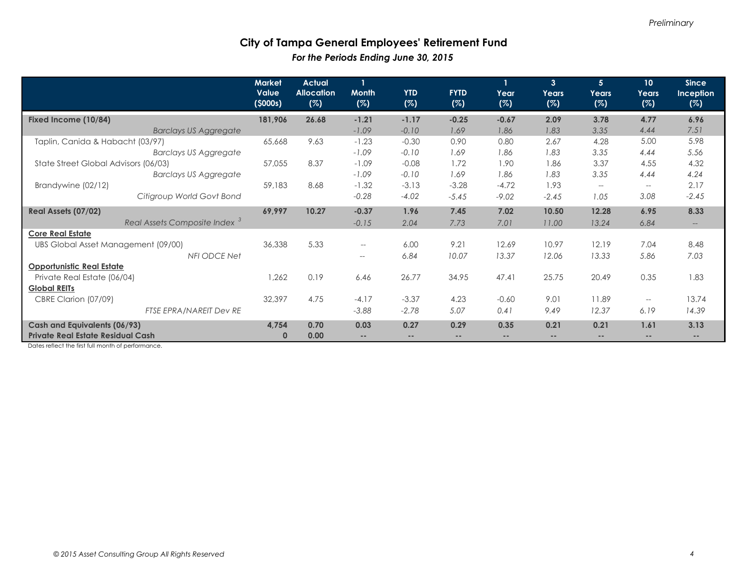Preliminary

# City of Tampa General Employees' Retirement Fund

*For the Periods Ending June 30, 2015*

| | Market Value ($000s) | Actual Allocation (%) | 1 Month (%) | YTD (%) | FYTD (%) | 1 Year (%) | 3 Years (%) | 5 Years (%) | 10 Years (%) | Since Inception (%) |
|---|---|---|---|---|---|---|---|---|---|---|
| **Fixed Income (10/84)** | **181,906** | **26.68** | **-1.21** | **-1.17** | **-0.25** | **-0.67** | **2.09** | **3.78** | **4.77** | **6.96** |
| *Barclays US Aggregate* | | | *-1.09* | *-0.10* | *1.69* | *1.86* | *1.83* | *3.35* | *4.44* | *7.51* |
| Taplin, Canida & Habacht (03/97) | 65,668 | 9.63 | -1.23 | -0.30 | 0.90 | 0.80 | 2.67 | 4.28 | 5.00 | 5.98 |
| *Barclays US Aggregate* | | | *-1.09* | *-0.10* | *1.69* | *1.86* | *1.83* | *3.35* | *4.44* | *5.56* |
| State Street Global Advisors (06/03) | 57,055 | 8.37 | -1.09 | -0.08 | 1.72 | 1.90 | 1.86 | 3.37 | 4.55 | 4.32 |
| *Barclays US Aggregate* | | | *-1.09* | *-0.10* | *1.69* | *1.86* | *1.83* | *3.35* | *4.44* | *4.24* |
| Brandywine (02/12) | 59,183 | 8.68 | -1.32 | -3.13 | -3.28 | -4.72 | 1.93 | -- | -- | 2.17 |
| *Citigroup World Govt Bond* | | | *-0.28* | *-4.02* | *-5.45* | *-9.02* | *-2.45* | *1.05* | *3.08* | *-2.45* |
| **Real Assets (07/02)** | **69,997** | **10.27** | **-0.37** | **1.96** | **7.45** | **7.02** | **10.50** | **12.28** | **6.95** | **8.33** |
| *Real Assets Composite Index [3]* | | | *-0.15* | *2.04* | *7.73* | *7.01* | *11.00* | *13.24* | *6.84* | *--* |
| **Core Real Estate** | | | | | | | | | | |
| UBS Global Asset Management (09/00) | 36,338 | 5.33 | -- | 6.00 | 9.21 | 12.69 | 10.97 | 12.19 | 7.04 | 8.48 |
| *NFI ODCE Net* | | | *--* | *6.84* | *10.07* | *13.37* | *12.06* | *13.33* | *5.86* | *7.03* |
| **Opportunistic Real Estate** | | | | | | | | | | |
| Private Real Estate (06/04) | 1,262 | 0.19 | 6.46 | 26.77 | 34.95 | 47.41 | 25.75 | 20.49 | 0.35 | 1.83 |
| **Global REITs** | | | | | | | | | | |
| CBRE Clarion (07/09) | 32,397 | 4.75 | -4.17 | -3.37 | 4.23 | -0.60 | 9.01 | 11.89 | -- | 13.74 |
| *FTSE EPRA/NAREIT Dev RE* | | | *-3.88* | *-2.78* | *5.07* | *0.41* | *9.49* | *12.37* | *6.19* | *14.39* |
| **Cash and Equivalents (06/93)** | **4,754** | **0.70** | **0.03** | **0.27** | **0.29** | **0.35** | **0.21** | **0.21** | **1.61** | **3.13** |
| **Private Real Estate Residual Cash** | **0** | **0.00** | **--** | **--** | **--** | **--** | **--** | **--** | **--** | **--** |

Dates reflect the first full month of performance.

*© 2015 Asset Consulting Group All Rights Reserved*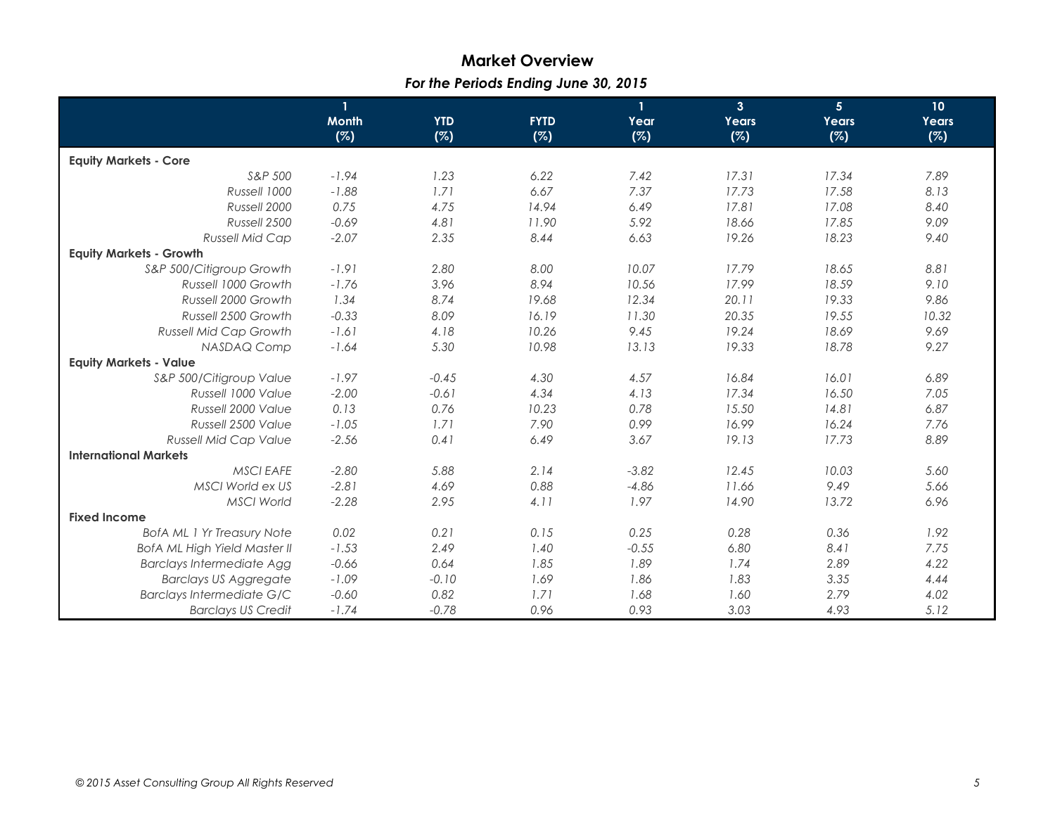# Market Overview

***For the Periods Ending June 30, 2015***

| | 1 Month (%) | YTD (%) | FYTD (%) | 1 Year (%) | 3 Years (%) | 5 Years (%) | 10 Years (%) |
|---|---|---|---|---|---|---|---|
| **Equity Markets - Core** | | | | | | | |
| *S&P 500* | *-1.94* | *1.23* | *6.22* | *7.42* | *17.31* | *17.34* | *7.89* |
| *Russell 1000* | *-1.88* | *1.71* | *6.67* | *7.37* | *17.73* | *17.58* | *8.13* |
| *Russell 2000* | *0.75* | *4.75* | *14.94* | *6.49* | *17.81* | *17.08* | *8.40* |
| *Russell 2500* | *-0.69* | *4.81* | *11.90* | *5.92* | *18.66* | *17.85* | *9.09* |
| *Russell Mid Cap* | *-2.07* | *2.35* | *8.44* | *6.63* | *19.26* | *18.23* | *9.40* |
| **Equity Markets - Growth** | | | | | | | |
| *S&P 500/Citigroup Growth* | *-1.91* | *2.80* | *8.00* | *10.07* | *17.79* | *18.65* | *8.81* |
| *Russell 1000 Growth* | *-1.76* | *3.96* | *8.94* | *10.56* | *17.99* | *18.59* | *9.10* |
| *Russell 2000 Growth* | *1.34* | *8.74* | *19.68* | *12.34* | *20.11* | *19.33* | *9.86* |
| *Russell 2500 Growth* | *-0.33* | *8.09* | *16.19* | *11.30* | *20.35* | *19.55* | *10.32* |
| *Russell Mid Cap Growth* | *-1.61* | *4.18* | *10.26* | *9.45* | *19.24* | *18.69* | *9.69* |
| *NASDAQ Comp* | *-1.64* | *5.30* | *10.98* | *13.13* | *19.33* | *18.78* | *9.27* |
| **Equity Markets - Value** | | | | | | | |
| *S&P 500/Citigroup Value* | *-1.97* | *-0.45* | *4.30* | *4.57* | *16.84* | *16.01* | *6.89* |
| *Russell 1000 Value* | *-2.00* | *-0.61* | *4.34* | *4.13* | *17.34* | *16.50* | *7.05* |
| *Russell 2000 Value* | *0.13* | *0.76* | *10.23* | *0.78* | *15.50* | *14.81* | *6.87* |
| *Russell 2500 Value* | *-1.05* | *1.71* | *7.90* | *0.99* | *16.99* | *16.24* | *7.76* |
| *Russell Mid Cap Value* | *-2.56* | *0.41* | *6.49* | *3.67* | *19.13* | *17.73* | *8.89* |
| **International Markets** | | | | | | | |
| *MSCI EAFE* | *-2.80* | *5.88* | *2.14* | *-3.82* | *12.45* | *10.03* | *5.60* |
| *MSCI World ex US* | *-2.81* | *4.69* | *0.88* | *-4.86* | *11.66* | *9.49* | *5.66* |
| *MSCI World* | *-2.28* | *2.95* | *4.11* | *1.97* | *14.90* | *13.72* | *6.96* |
| **Fixed Income** | | | | | | | |
| *BofA ML 1 Yr Treasury Note* | *0.02* | *0.21* | *0.15* | *0.25* | *0.28* | *0.36* | *1.92* |
| *BofA ML High Yield Master II* | *-1.53* | *2.49* | *1.40* | *-0.55* | *6.80* | *8.41* | *7.75* |
| *Barclays Intermediate Agg* | *-0.66* | *0.64* | *1.85* | *1.89* | *1.74* | *2.89* | *4.22* |
| *Barclays US Aggregate* | *-1.09* | *-0.10* | *1.69* | *1.86* | *1.83* | *3.35* | *4.44* |
| *Barclays Intermediate G/C* | *-0.60* | *0.82* | *1.71* | *1.68* | *1.60* | *2.79* | *4.02* |
| *Barclays US Credit* | *-1.74* | *-0.78* | *0.96* | *0.93* | *3.03* | *4.93* | *5.12* |

*© 2015 Asset Consulting Group All Rights Reserved*